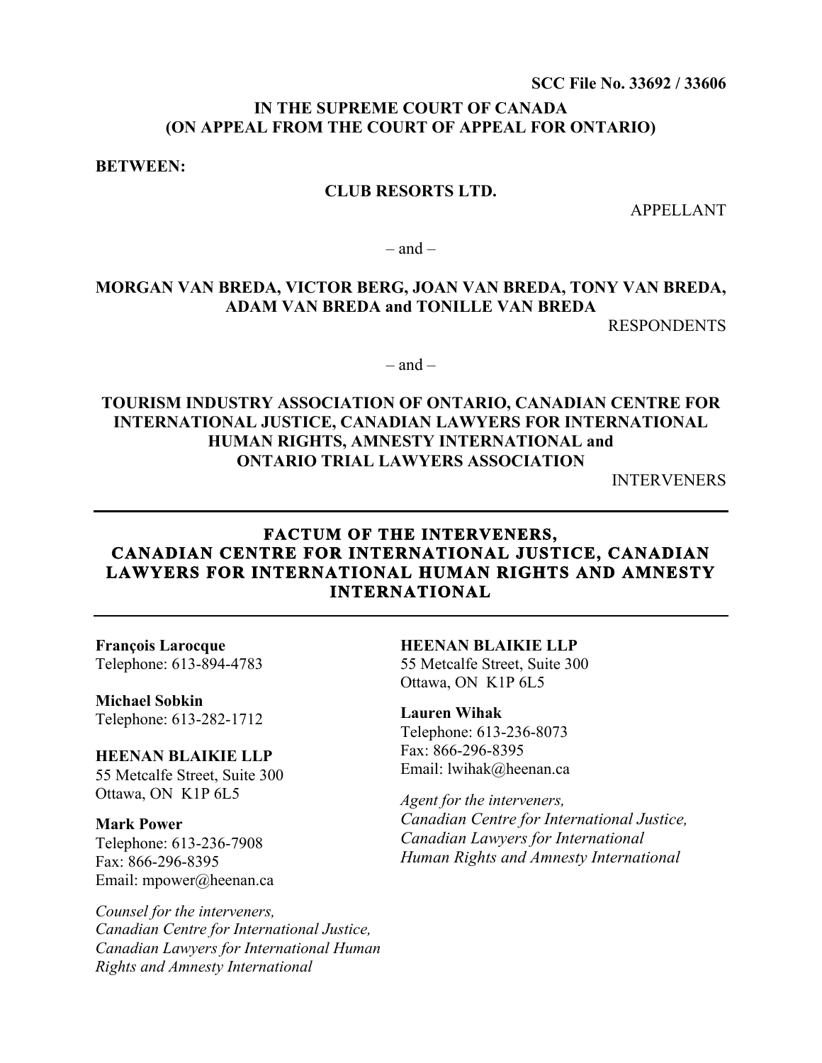**SCC File No. 33692 / 33606**

**IN THE SUPREME COURT OF CANADA**
**(ON APPEAL FROM THE COURT OF APPEAL FOR ONTARIO)**

**BETWEEN:**

**CLUB RESORTS LTD.**

APPELLANT

– and –

**MORGAN VAN BREDA, VICTOR BERG, JOAN VAN BREDA, TONY VAN BREDA, ADAM VAN BREDA and TONILLE VAN BREDA**

RESPONDENTS

– and –

**TOURISM INDUSTRY ASSOCIATION OF ONTARIO, CANADIAN CENTRE FOR INTERNATIONAL JUSTICE, CANADIAN LAWYERS FOR INTERNATIONAL HUMAN RIGHTS, AMNESTY INTERNATIONAL and ONTARIO TRIAL LAWYERS ASSOCIATION**

INTERVENERS

---

# FACTUM OF THE INTERVENERS, CANADIAN CENTRE FOR INTERNATIONAL JUSTICE, CANADIAN LAWYERS FOR INTERNATIONAL HUMAN RIGHTS AND AMNESTY INTERNATIONAL

---

**François Larocque**
Telephone: 613-894-4783

**Michael Sobkin**
Telephone: 613-282-1712

**HEENAN BLAIKIE LLP**
55 Metcalfe Street, Suite 300
Ottawa, ON K1P 6L5

**Mark Power**
Telephone: 613-236-7908
Fax: 866-296-8395
Email: mpower@heenan.ca

*Counsel for the interveners, Canadian Centre for International Justice, Canadian Lawyers for International Human Rights and Amnesty International*

**HEENAN BLAIKIE LLP**
55 Metcalfe Street, Suite 300
Ottawa, ON K1P 6L5

**Lauren Wihak**
Telephone: 613-236-8073
Fax: 866-296-8395
Email: lwihak@heenan.ca

*Agent for the interveners, Canadian Centre for International Justice, Canadian Lawyers for International Human Rights and Amnesty International*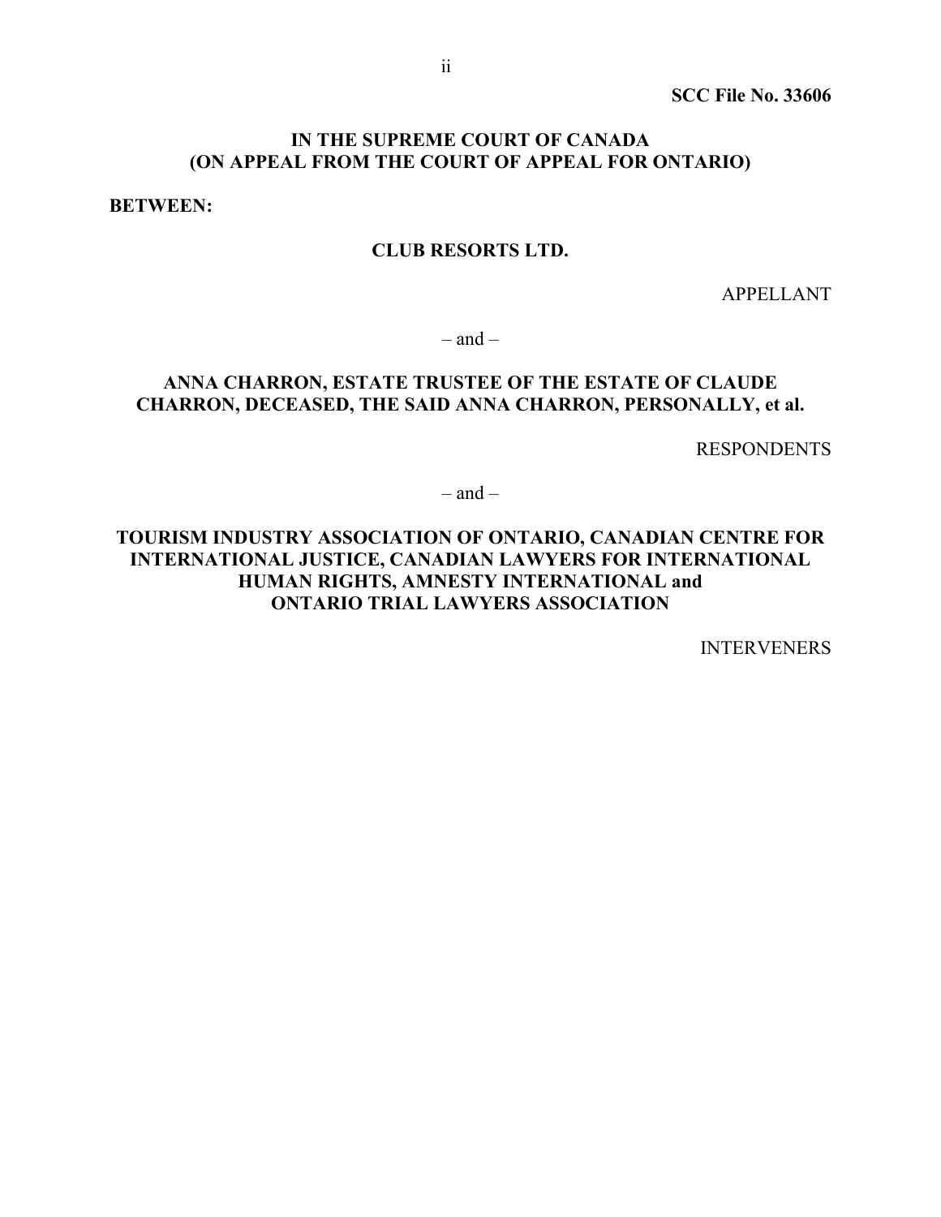**SCC File No. 33606**

**IN THE SUPREME COURT OF CANADA**
**(ON APPEAL FROM THE COURT OF APPEAL FOR ONTARIO)**

**BETWEEN:**

**CLUB RESORTS LTD.**

APPELLANT

– and –

**ANNA CHARRON, ESTATE TRUSTEE OF THE ESTATE OF CLAUDE CHARRON, DECEASED, THE SAID ANNA CHARRON, PERSONALLY, et al.**

RESPONDENTS

– and –

**TOURISM INDUSTRY ASSOCIATION OF ONTARIO, CANADIAN CENTRE FOR INTERNATIONAL JUSTICE, CANADIAN LAWYERS FOR INTERNATIONAL HUMAN RIGHTS, AMNESTY INTERNATIONAL and ONTARIO TRIAL LAWYERS ASSOCIATION**

INTERVENERS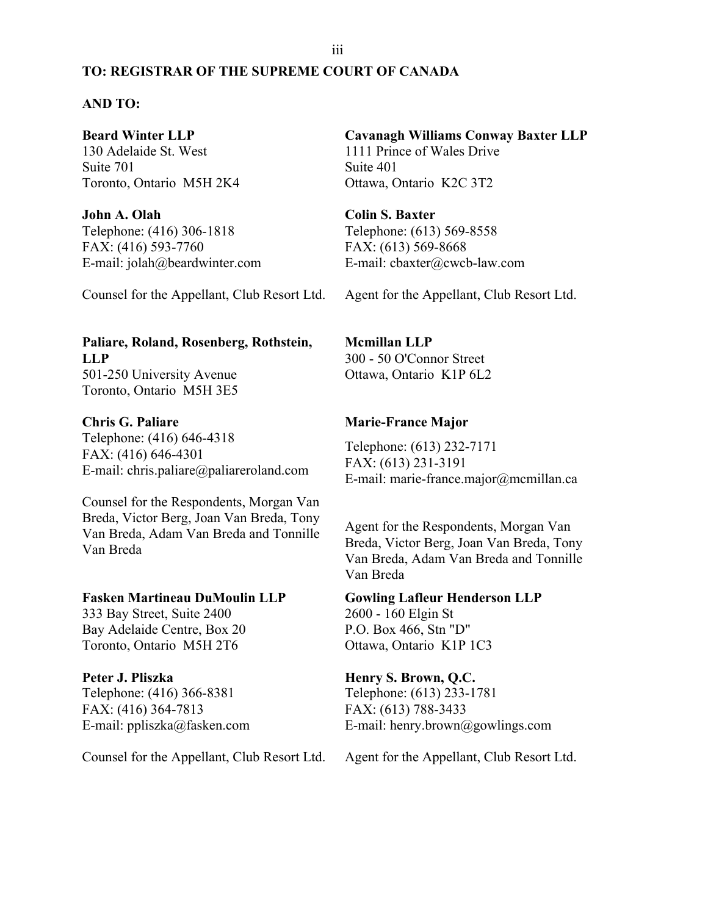**TO: REGISTRAR OF THE SUPREME COURT OF CANADA**

**AND TO:**

**Beard Winter LLP**
130 Adelaide St. West
Suite 701
Toronto, Ontario M5H 2K4

**John A. Olah**
Telephone: (416) 306-1818
FAX: (416) 593-7760
E-mail: jolah@beardwinter.com

Counsel for the Appellant, Club Resort Ltd.

**Cavanagh Williams Conway Baxter LLP**
1111 Prince of Wales Drive
Suite 401
Ottawa, Ontario K2C 3T2

**Colin S. Baxter**
Telephone: (613) 569-8558
FAX: (613) 569-8668
E-mail: cbaxter@cwcb-law.com

Agent for the Appellant, Club Resort Ltd.

**Paliare, Roland, Rosenberg, Rothstein, LLP**
501-250 University Avenue
Toronto, Ontario M5H 3E5

**Chris G. Paliare**
Telephone: (416) 646-4318
FAX: (416) 646-4301
E-mail: chris.paliare@paliareroland.com

Counsel for the Respondents, Morgan Van Breda, Victor Berg, Joan Van Breda, Tony Van Breda, Adam Van Breda and Tonnille Van Breda

**Mcmillan LLP**
300 - 50 O'Connor Street
Ottawa, Ontario K1P 6L2

**Marie-France Major**
Telephone: (613) 232-7171
FAX: (613) 231-3191
E-mail: marie-france.major@mcmillan.ca

Agent for the Respondents, Morgan Van Breda, Victor Berg, Joan Van Breda, Tony Van Breda, Adam Van Breda and Tonnille Van Breda

**Fasken Martineau DuMoulin LLP**
333 Bay Street, Suite 2400
Bay Adelaide Centre, Box 20
Toronto, Ontario M5H 2T6

**Peter J. Pliszka**
Telephone: (416) 366-8381
FAX: (416) 364-7813
E-mail: ppliszka@fasken.com

Counsel for the Appellant, Club Resort Ltd.

**Gowling Lafleur Henderson LLP**
2600 - 160 Elgin St
P.O. Box 466, Stn "D"
Ottawa, Ontario K1P 1C3

**Henry S. Brown, Q.C.**
Telephone: (613) 233-1781
FAX: (613) 788-3433
E-mail: henry.brown@gowlings.com

Agent for the Appellant, Club Resort Ltd.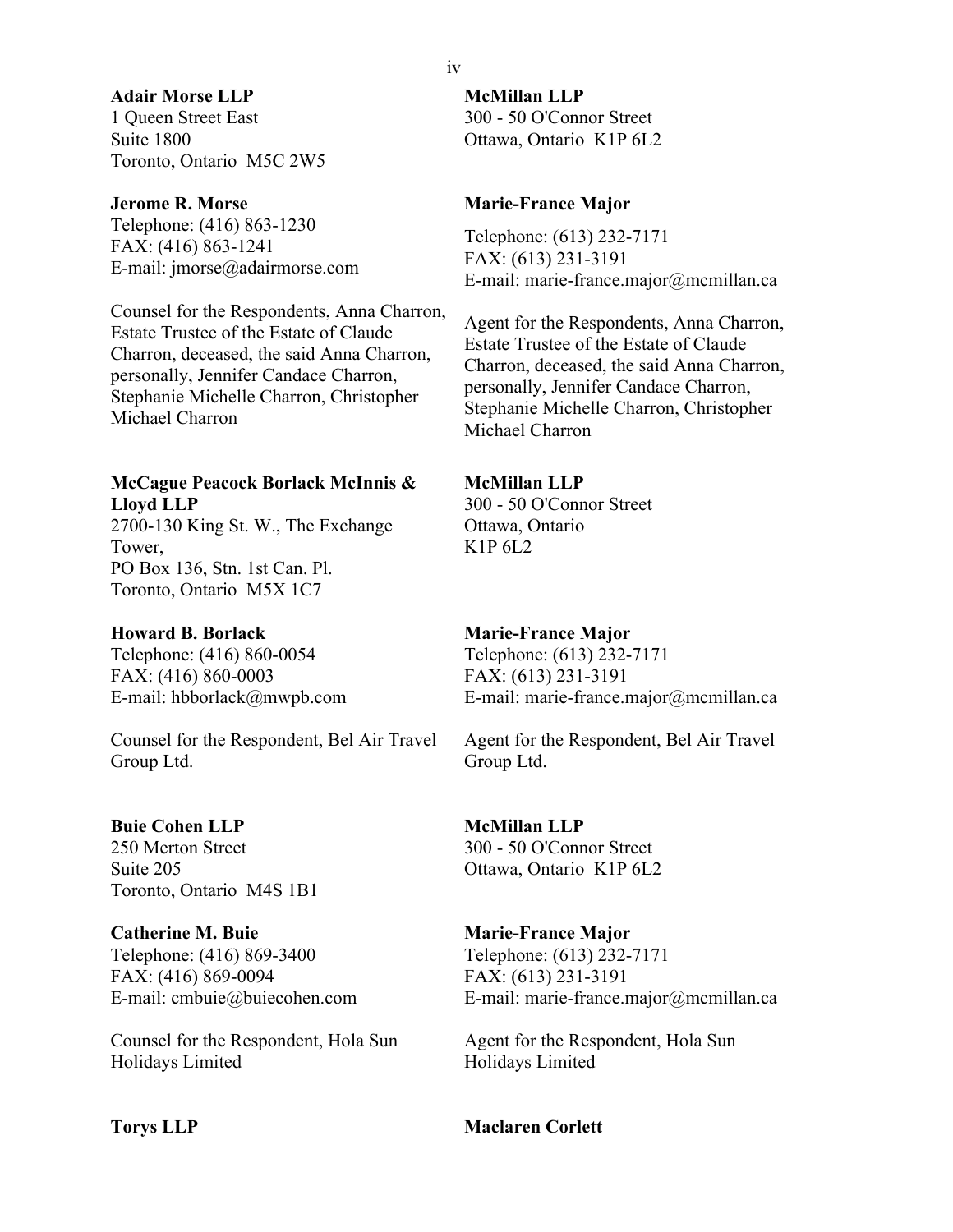**Adair Morse LLP**
1 Queen Street East
Suite 1800
Toronto, Ontario M5C 2W5

**Jerome R. Morse**
Telephone: (416) 863-1230
FAX: (416) 863-1241
E-mail: jmorse@adairmorse.com

Counsel for the Respondents, Anna Charron, Estate Trustee of the Estate of Claude Charron, deceased, the said Anna Charron, personally, Jennifer Candace Charron, Stephanie Michelle Charron, Christopher Michael Charron

**McMillan LLP**
300 - 50 O'Connor Street
Ottawa, Ontario K1P 6L2

**Marie-France Major**
Telephone: (613) 232-7171
FAX: (613) 231-3191
E-mail: marie-france.major@mcmillan.ca

Agent for the Respondents, Anna Charron, Estate Trustee of the Estate of Claude Charron, deceased, the said Anna Charron, personally, Jennifer Candace Charron, Stephanie Michelle Charron, Christopher Michael Charron

**McCague Peacock Borlack McInnis & Lloyd LLP**
2700-130 King St. W., The Exchange Tower,
PO Box 136, Stn. 1st Can. Pl.
Toronto, Ontario M5X 1C7

**Howard B. Borlack**
Telephone: (416) 860-0054
FAX: (416) 860-0003
E-mail: hbborlack@mwpb.com

Counsel for the Respondent, Bel Air Travel Group Ltd.

**McMillan LLP**
300 - 50 O'Connor Street
Ottawa, Ontario
K1P 6L2

**Marie-France Major**
Telephone: (613) 232-7171
FAX: (613) 231-3191
E-mail: marie-france.major@mcmillan.ca

Agent for the Respondent, Bel Air Travel Group Ltd.

**Buie Cohen LLP**
250 Merton Street
Suite 205
Toronto, Ontario M4S 1B1

**Catherine M. Buie**
Telephone: (416) 869-3400
FAX: (416) 869-0094
E-mail: cmbuie@buiecohen.com

Counsel for the Respondent, Hola Sun Holidays Limited

**McMillan LLP**
300 - 50 O'Connor Street
Ottawa, Ontario K1P 6L2

**Marie-France Major**
Telephone: (613) 232-7171
FAX: (613) 231-3191
E-mail: marie-france.major@mcmillan.ca

Agent for the Respondent, Hola Sun Holidays Limited

**Torys LLP**

**Maclaren Corlett**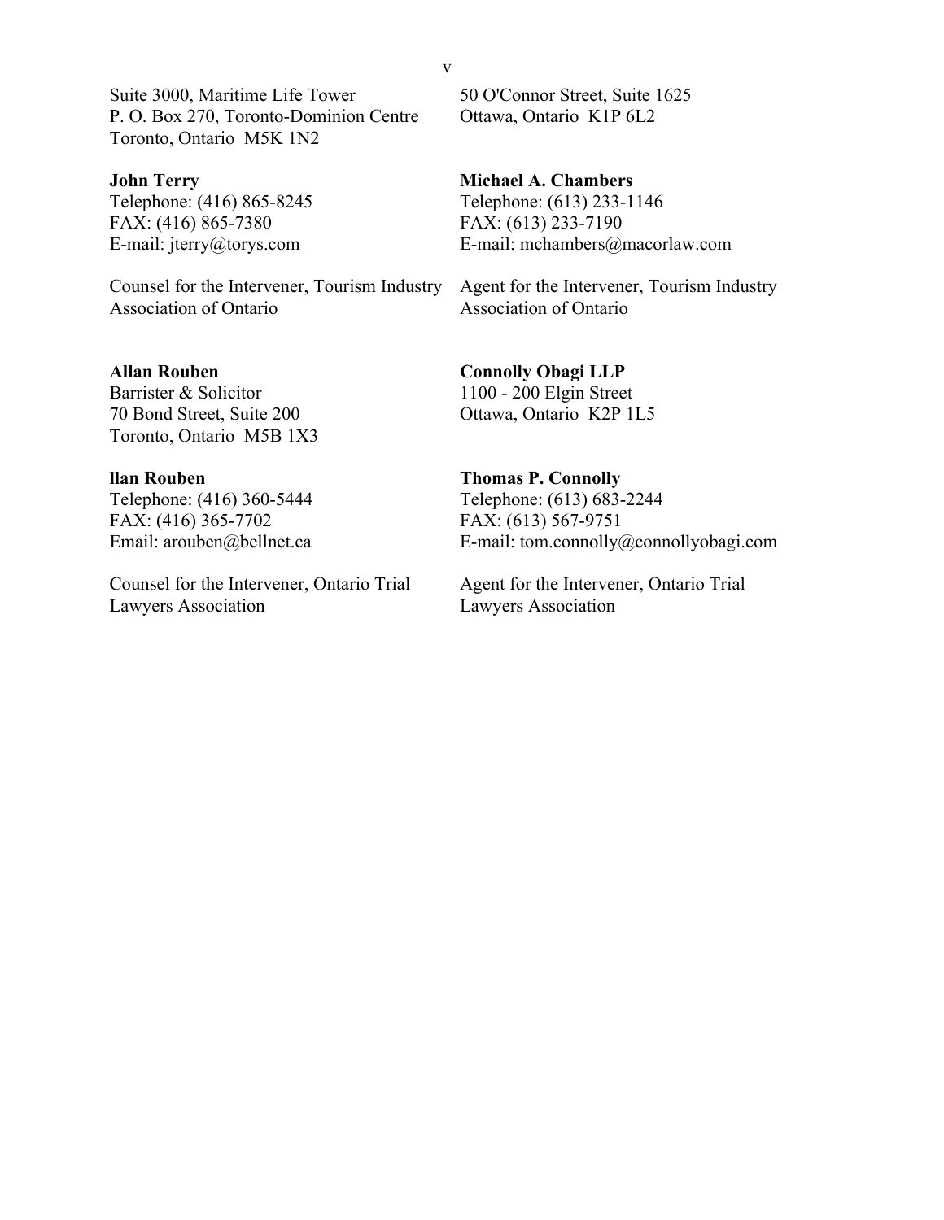Suite 3000, Maritime Life Tower
P. O. Box 270, Toronto-Dominion Centre
Toronto, Ontario M5K 1N2

**John Terry**
Telephone: (416) 865-8245
FAX: (416) 865-7380
E-mail: jterry@torys.com

Counsel for the Intervener, Tourism Industry Association of Ontario

50 O'Connor Street, Suite 1625
Ottawa, Ontario K1P 6L2

**Michael A. Chambers**
Telephone: (613) 233-1146
FAX: (613) 233-7190
E-mail: mchambers@macorlaw.com

Agent for the Intervener, Tourism Industry Association of Ontario

**Allan Rouben**
Barrister & Solicitor
70 Bond Street, Suite 200
Toronto, Ontario M5B 1X3

**llan Rouben**
Telephone: (416) 360-5444
FAX: (416) 365-7702
Email: arouben@bellnet.ca

Counsel for the Intervener, Ontario Trial Lawyers Association

**Connolly Obagi LLP**
1100 - 200 Elgin Street
Ottawa, Ontario K2P 1L5

**Thomas P. Connolly**
Telephone: (613) 683-2244
FAX: (613) 567-9751
E-mail: tom.connolly@connollyobagi.com

Agent for the Intervener, Ontario Trial Lawyers Association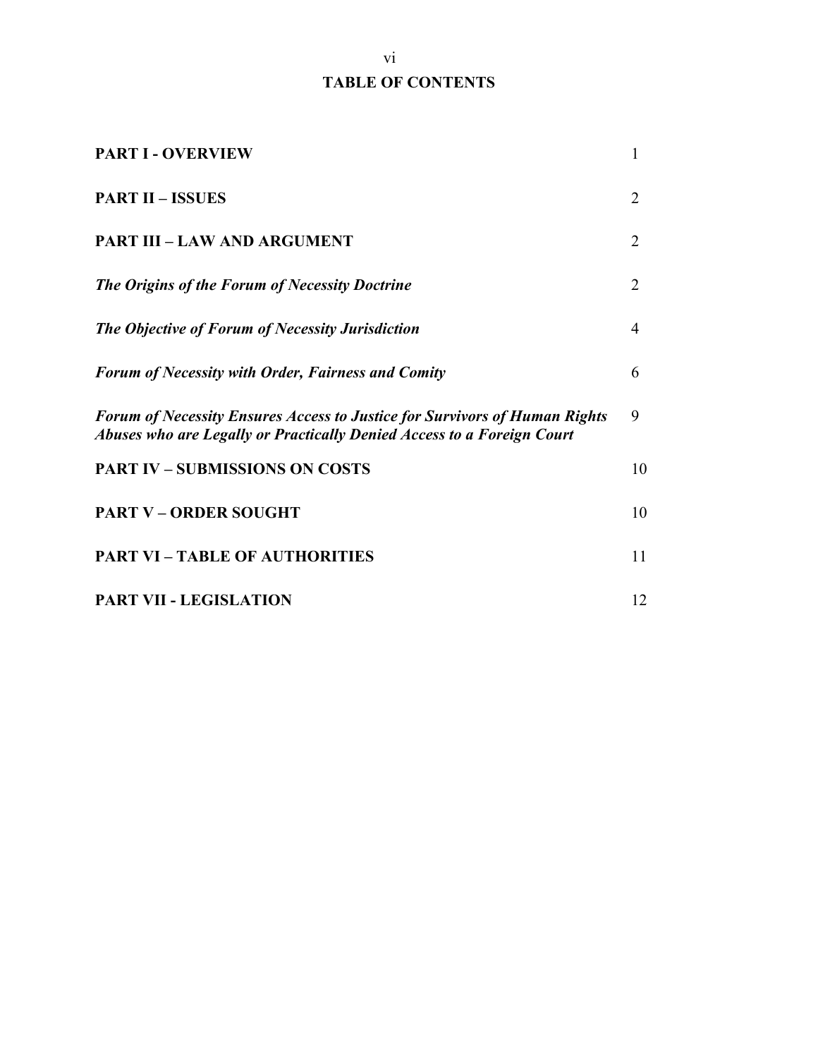# TABLE OF CONTENTS

| | |
|---|---|
| **PART I - OVERVIEW** | 1 |
| **PART II – ISSUES** | 2 |
| **PART III – LAW AND ARGUMENT** | 2 |
| ***The Origins of the Forum of Necessity Doctrine*** | 2 |
| ***The Objective of Forum of Necessity Jurisdiction*** | 4 |
| ***Forum of Necessity with Order, Fairness and Comity*** | 6 |
| ***Forum of Necessity Ensures Access to Justice for Survivors of Human Rights Abuses who are Legally or Practically Denied Access to a Foreign Court*** | 9 |
| **PART IV – SUBMISSIONS ON COSTS** | 10 |
| **PART V – ORDER SOUGHT** | 10 |
| **PART VI – TABLE OF AUTHORITIES** | 11 |
| **PART VII - LEGISLATION** | 12 |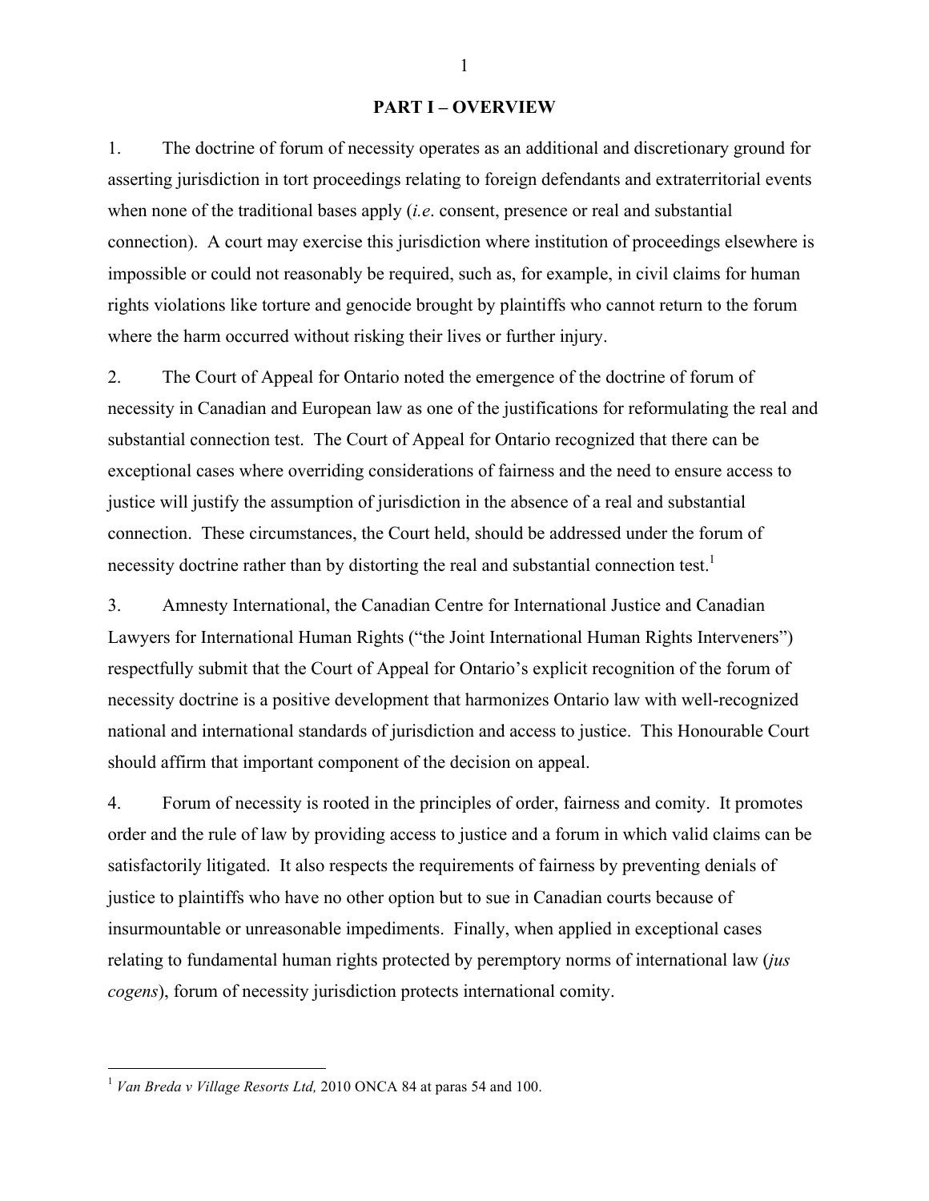## PART I – OVERVIEW

1. The doctrine of forum of necessity operates as an additional and discretionary ground for asserting jurisdiction in tort proceedings relating to foreign defendants and extraterritorial events when none of the traditional bases apply (*i.e*. consent, presence or real and substantial connection). A court may exercise this jurisdiction where institution of proceedings elsewhere is impossible or could not reasonably be required, such as, for example, in civil claims for human rights violations like torture and genocide brought by plaintiffs who cannot return to the forum where the harm occurred without risking their lives or further injury.

2. The Court of Appeal for Ontario noted the emergence of the doctrine of forum of necessity in Canadian and European law as one of the justifications for reformulating the real and substantial connection test. The Court of Appeal for Ontario recognized that there can be exceptional cases where overriding considerations of fairness and the need to ensure access to justice will justify the assumption of jurisdiction in the absence of a real and substantial connection. These circumstances, the Court held, should be addressed under the forum of necessity doctrine rather than by distorting the real and substantial connection test.[1]

3. Amnesty International, the Canadian Centre for International Justice and Canadian Lawyers for International Human Rights ("the Joint International Human Rights Interveners") respectfully submit that the Court of Appeal for Ontario's explicit recognition of the forum of necessity doctrine is a positive development that harmonizes Ontario law with well-recognized national and international standards of jurisdiction and access to justice. This Honourable Court should affirm that important component of the decision on appeal.

4. Forum of necessity is rooted in the principles of order, fairness and comity. It promotes order and the rule of law by providing access to justice and a forum in which valid claims can be satisfactorily litigated. It also respects the requirements of fairness by preventing denials of justice to plaintiffs who have no other option but to sue in Canadian courts because of insurmountable or unreasonable impediments. Finally, when applied in exceptional cases relating to fundamental human rights protected by peremptory norms of international law (*jus cogens*), forum of necessity jurisdiction protects international comity.

---

[1] *Van Breda v Village Resorts Ltd,* 2010 ONCA 84 at paras 54 and 100.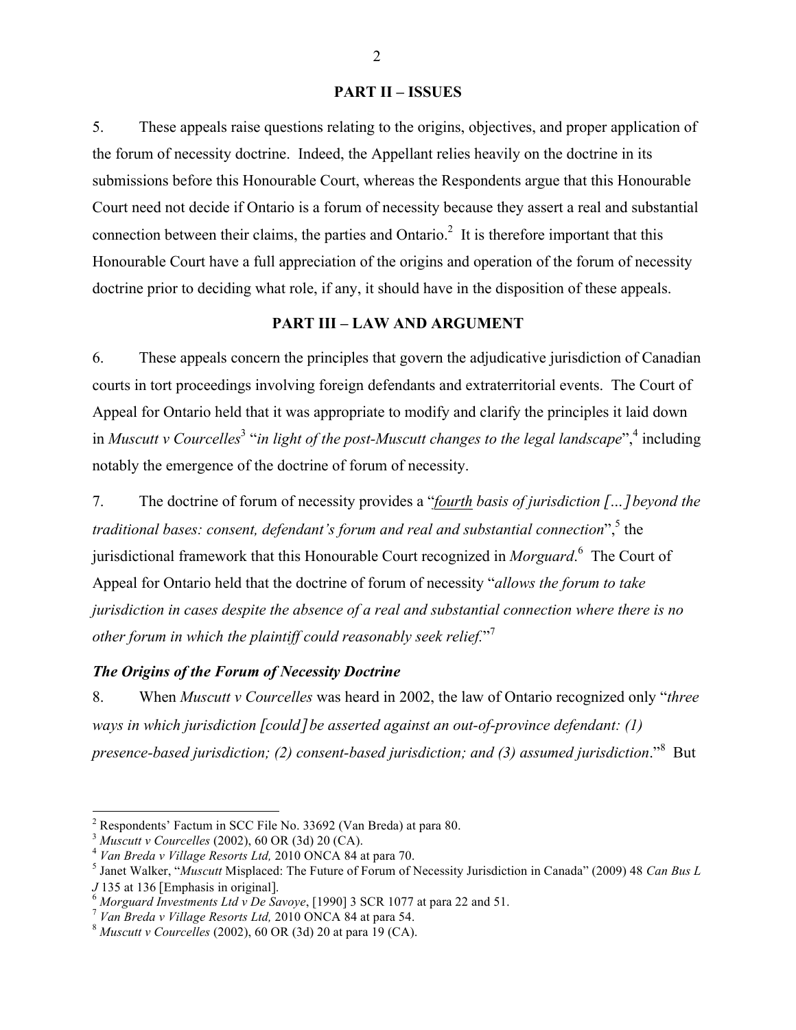**PART II – ISSUES**

5. These appeals raise questions relating to the origins, objectives, and proper application of the forum of necessity doctrine. Indeed, the Appellant relies heavily on the doctrine in its submissions before this Honourable Court, whereas the Respondents argue that this Honourable Court need not decide if Ontario is a forum of necessity because they assert a real and substantial connection between their claims, the parties and Ontario.[2] It is therefore important that this Honourable Court have a full appreciation of the origins and operation of the forum of necessity doctrine prior to deciding what role, if any, it should have in the disposition of these appeals.

**PART III – LAW AND ARGUMENT**

6. These appeals concern the principles that govern the adjudicative jurisdiction of Canadian courts in tort proceedings involving foreign defendants and extraterritorial events. The Court of Appeal for Ontario held that it was appropriate to modify and clarify the principles it laid down in *Muscutt v Courcelles*[3] "*in light of the post-Muscutt changes to the legal landscape*",[4] including notably the emergence of the doctrine of forum of necessity.

7. The doctrine of forum of necessity provides a "*__fourth__ basis of jurisdiction […] beyond the traditional bases: consent, defendant's forum and real and substantial connection*",[5] the jurisdictional framework that this Honourable Court recognized in *Morguard*.[6] The Court of Appeal for Ontario held that the doctrine of forum of necessity "*allows the forum to take jurisdiction in cases despite the absence of a real and substantial connection where there is no other forum in which the plaintiff could reasonably seek relief.*"[7]

### *The Origins of the Forum of Necessity Doctrine*

8. When *Muscutt v Courcelles* was heard in 2002, the law of Ontario recognized only "*three ways in which jurisdiction [could] be asserted against an out-of-province defendant: (1) presence-based jurisdiction; (2) consent-based jurisdiction; and (3) assumed jurisdiction*."[8] But

---

[2] Respondents' Factum in SCC File No. 33692 (Van Breda) at para 80.

[3] *Muscutt v Courcelles* (2002), 60 OR (3d) 20 (CA).

[4] *Van Breda v Village Resorts Ltd,* 2010 ONCA 84 at para 70.

[5] Janet Walker, "*Muscutt* Misplaced: The Future of Forum of Necessity Jurisdiction in Canada" (2009) 48 *Can Bus L J* 135 at 136 [Emphasis in original].

[6] *Morguard Investments Ltd v De Savoye*, [1990] 3 SCR 1077 at para 22 and 51.

[7] *Van Breda v Village Resorts Ltd,* 2010 ONCA 84 at para 54.

[8] *Muscutt v Courcelles* (2002), 60 OR (3d) 20 at para 19 (CA).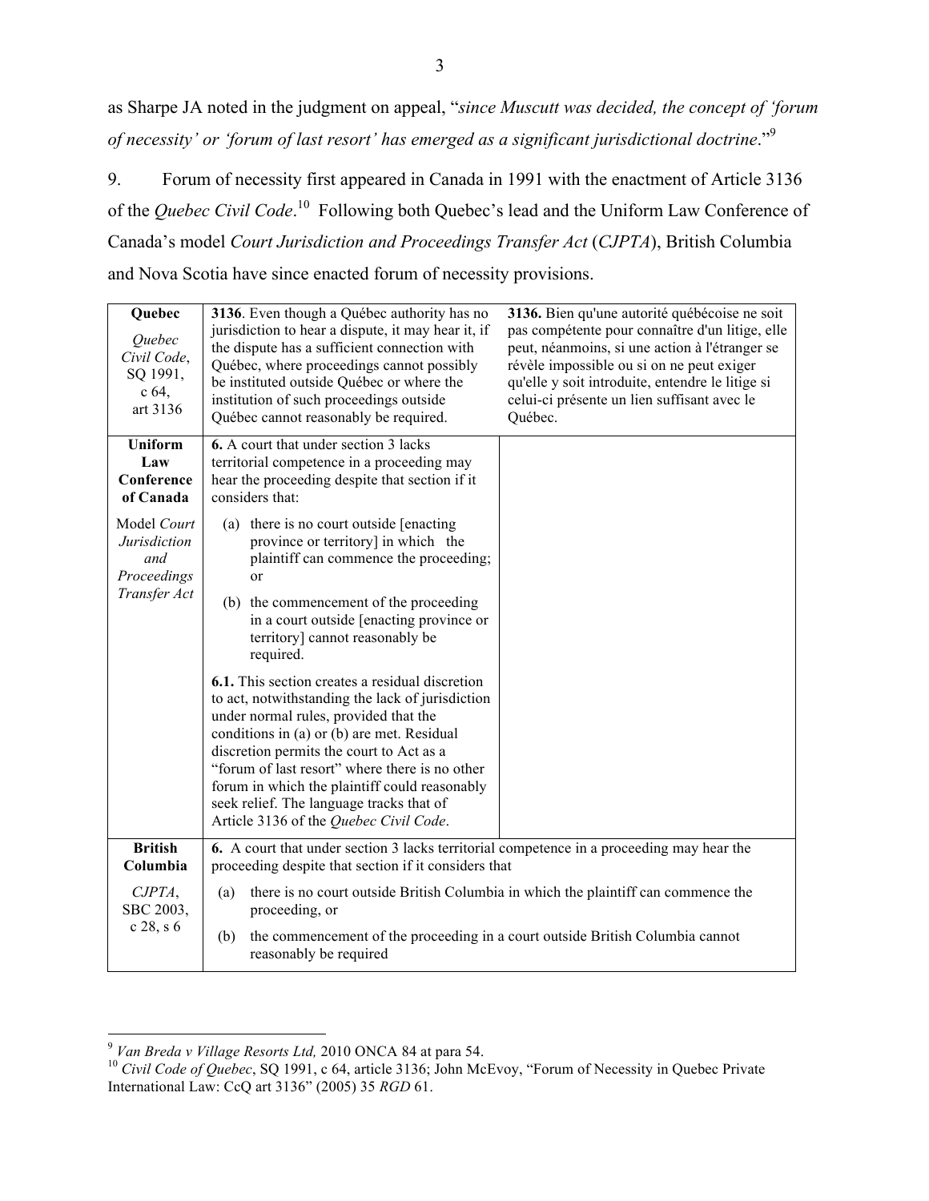as Sharpe JA noted in the judgment on appeal, "*since Muscutt was decided, the concept of 'forum of necessity' or 'forum of last resort' has emerged as a significant jurisdictional doctrine*."[9]

9. Forum of necessity first appeared in Canada in 1991 with the enactment of Article 3136 of the *Quebec Civil Code*.[10] Following both Quebec's lead and the Uniform Law Conference of Canada's model *Court Jurisdiction and Proceedings Transfer Act* (*CJPTA*), British Columbia and Nova Scotia have since enacted forum of necessity provisions.

| | | |
|---|---|---|
| **Quebec**<br>*Quebec Civil Code*, SQ 1991, c 64, art 3136 | **3136**. Even though a Québec authority has no jurisdiction to hear a dispute, it may hear it, if the dispute has a sufficient connection with Québec, where proceedings cannot possibly be instituted outside Québec or where the institution of such proceedings outside Québec cannot reasonably be required. | **3136.** Bien qu'une autorité québécoise ne soit pas compétente pour connaître d'un litige, elle peut, néanmoins, si une action à l'étranger se révèle impossible ou si on ne peut exiger qu'elle y soit introduite, entendre le litige si celui-ci présente un lien suffisant avec le Québec. |
| **Uniform Law Conference of Canada**<br>Model *Court Jurisdiction and Proceedings Transfer Act* | **6.** A court that under section 3 lacks territorial competence in a proceeding may hear the proceeding despite that section if it considers that:<br>(a) there is no court outside [enacting province or territory] in which the plaintiff can commence the proceeding; or<br>(b) the commencement of the proceeding in a court outside [enacting province or territory] cannot reasonably be required.<br>**6.1.** This section creates a residual discretion to act, notwithstanding the lack of jurisdiction under normal rules, provided that the conditions in (a) or (b) are met. Residual discretion permits the court to Act as a "forum of last resort" where there is no other forum in which the plaintiff could reasonably seek relief. The language tracks that of Article 3136 of the *Quebec Civil Code*. | |
| **British Columbia**<br>*CJPTA*, SBC 2003, c 28, s 6 | **6.** A court that under section 3 lacks territorial competence in a proceeding may hear the proceeding despite that section if it considers that<br>(a) there is no court outside British Columbia in which the plaintiff can commence the proceeding, or<br>(b) the commencement of the proceeding in a court outside British Columbia cannot reasonably be required | |

[9] *Van Breda v Village Resorts Ltd,* 2010 ONCA 84 at para 54.

[10] *Civil Code of Quebec*, SQ 1991, c 64, article 3136; John McEvoy, "Forum of Necessity in Quebec Private International Law: CcQ art 3136" (2005) 35 *RGD* 61.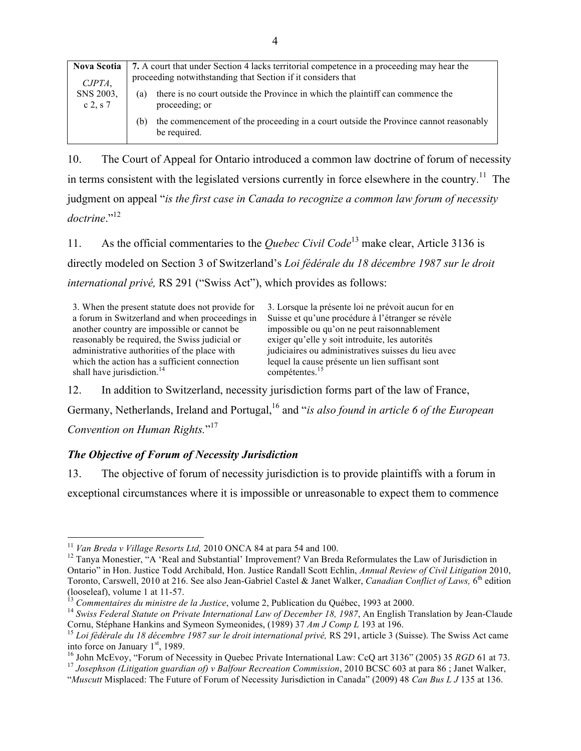| Nova Scotia *CJPTA*, SNS 2003, c 2, s 7 | **7.** A court that under Section 4 lacks territorial competence in a proceeding may hear the proceeding notwithstanding that Section if it considers that (a) there is no court outside the Province in which the plaintiff can commence the proceeding; or (b) the commencement of the proceeding in a court outside the Province cannot reasonably be required. |
|---|---|

10. The Court of Appeal for Ontario introduced a common law doctrine of forum of necessity in terms consistent with the legislated versions currently in force elsewhere in the country.[11] The judgment on appeal "*is the first case in Canada to recognize a common law forum of necessity doctrine*."[12]

11. As the official commentaries to the *Quebec Civil Code*[13] make clear, Article 3136 is directly modeled on Section 3 of Switzerland's *Loi fédérale du 18 décembre 1987 sur le droit international privé,* RS 291 ("Swiss Act"), which provides as follows:

| | |
|---|---|
| 3. When the present statute does not provide for a forum in Switzerland and when proceedings in another country are impossible or cannot be reasonably be required, the Swiss judicial or administrative authorities of the place with which the action has a sufficient connection shall have jurisdiction.[14] | 3. Lorsque la présente loi ne prévoit aucun for en Suisse et qu'une procédure à l'étranger se révèle impossible ou qu'on ne peut raisonnablement exiger qu'elle y soit introduite, les autorités judiciaires ou administratives suisses du lieu avec lequel la cause présente un lien suffisant sont compétentes.[15] |

12. In addition to Switzerland, necessity jurisdiction forms part of the law of France, Germany, Netherlands, Ireland and Portugal,[16] and "*is also found in article 6 of the European Convention on Human Rights.*"[17]

### *The Objective of Forum of Necessity Jurisdiction*

13. The objective of forum of necessity jurisdiction is to provide plaintiffs with a forum in exceptional circumstances where it is impossible or unreasonable to expect them to commence

---

[11] *Van Breda v Village Resorts Ltd,* 2010 ONCA 84 at para 54 and 100.

[12] Tanya Monestier, "A 'Real and Substantial' Improvement? Van Breda Reformulates the Law of Jurisdiction in Ontario" in Hon. Justice Todd Archibald, Hon. Justice Randall Scott Echlin, *Annual Review of Civil Litigation* 2010, Toronto, Carswell, 2010 at 216. See also Jean-Gabriel Castel & Janet Walker, *Canadian Conflict of Laws,* 6th edition (looseleaf), volume 1 at 11-57.

[13] *Commentaires du ministre de la Justice*, volume 2, Publication du Québec, 1993 at 2000.

[14] *Swiss Federal Statute on Private International Law of December 18, 1987*, An English Translation by Jean-Claude Cornu, Stéphane Hankins and Symeon Symeonides, (1989) 37 *Am J Comp L* 193 at 196.

[15] *Loi fédérale du 18 décembre 1987 sur le droit international privé,* RS 291, article 3 (Suisse). The Swiss Act came into force on January 1st, 1989.

[16] John McEvoy, "Forum of Necessity in Quebec Private International Law: CcQ art 3136" (2005) 35 *RGD* 61 at 73.

[17] *Josephson (Litigation guardian of) v Balfour Recreation Commission*, 2010 BCSC 603 at para 86 ; Janet Walker, "*Muscutt* Misplaced: The Future of Forum of Necessity Jurisdiction in Canada" (2009) 48 *Can Bus L J* 135 at 136.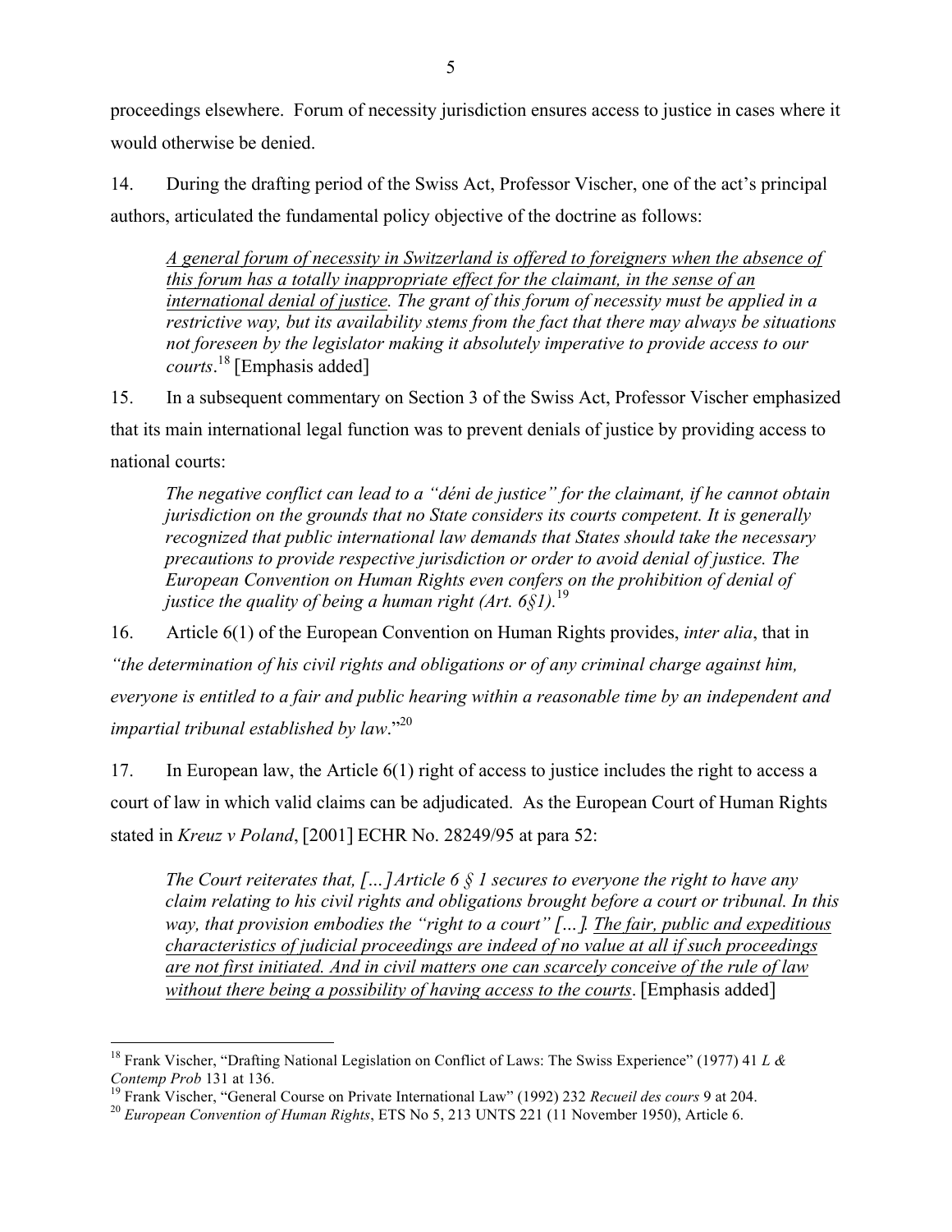proceedings elsewhere. Forum of necessity jurisdiction ensures access to justice in cases where it would otherwise be denied.

14. During the drafting period of the Swiss Act, Professor Vischer, one of the act's principal authors, articulated the fundamental policy objective of the doctrine as follows:

> *A general forum of necessity in Switzerland is offered to foreigners when the absence of this forum has a totally inappropriate effect for the claimant, in the sense of an international denial of justice. The grant of this forum of necessity must be applied in a restrictive way, but its availability stems from the fact that there may always be situations not foreseen by the legislator making it absolutely imperative to provide access to our courts*.[18] [Emphasis added]

15. In a subsequent commentary on Section 3 of the Swiss Act, Professor Vischer emphasized that its main international legal function was to prevent denials of justice by providing access to national courts:

> *The negative conflict can lead to a "déni de justice" for the claimant, if he cannot obtain jurisdiction on the grounds that no State considers its courts competent. It is generally recognized that public international law demands that States should take the necessary precautions to provide respective jurisdiction or order to avoid denial of justice. The European Convention on Human Rights even confers on the prohibition of denial of justice the quality of being a human right (Art. 6§1).*[19]

16. Article 6(1) of the European Convention on Human Rights provides, *inter alia*, that in *"the determination of his civil rights and obligations or of any criminal charge against him, everyone is entitled to a fair and public hearing within a reasonable time by an independent and impartial tribunal established by law*."[20]

17. In European law, the Article 6(1) right of access to justice includes the right to access a court of law in which valid claims can be adjudicated. As the European Court of Human Rights stated in *Kreuz v Poland*, [2001] ECHR No. 28249/95 at para 52:

> *The Court reiterates that, […] Article 6 § 1 secures to everyone the right to have any claim relating to his civil rights and obligations brought before a court or tribunal. In this way, that provision embodies the "right to a court" […]. The fair, public and expeditious characteristics of judicial proceedings are indeed of no value at all if such proceedings are not first initiated. And in civil matters one can scarcely conceive of the rule of law without there being a possibility of having access to the courts*. [Emphasis added]

---

[18] Frank Vischer, "Drafting National Legislation on Conflict of Laws: The Swiss Experience" (1977) 41 *L & Contemp Prob* 131 at 136.

[19] Frank Vischer, "General Course on Private International Law" (1992) 232 *Recueil des cours* 9 at 204.

[20] *European Convention of Human Rights*, ETS No 5, 213 UNTS 221 (11 November 1950), Article 6.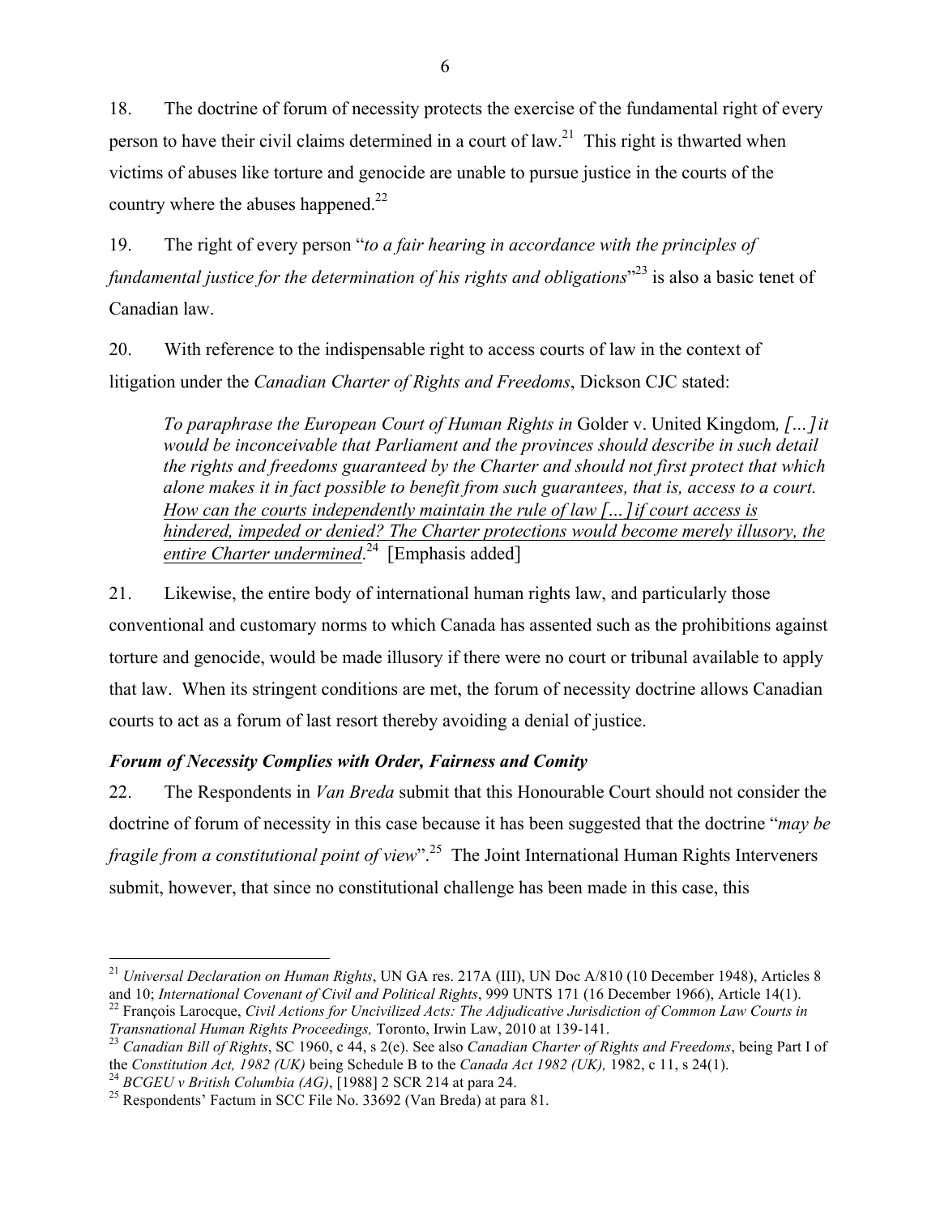18. The doctrine of forum of necessity protects the exercise of the fundamental right of every person to have their civil claims determined in a court of law.[21] This right is thwarted when victims of abuses like torture and genocide are unable to pursue justice in the courts of the country where the abuses happened.[22]

19. The right of every person "*to a fair hearing in accordance with the principles of fundamental justice for the determination of his rights and obligations*"[23] is also a basic tenet of Canadian law.

20. With reference to the indispensable right to access courts of law in the context of litigation under the *Canadian Charter of Rights and Freedoms*, Dickson CJC stated:

> *To paraphrase the European Court of Human Rights in* Golder v. United Kingdom*, […] it would be inconceivable that Parliament and the provinces should describe in such detail the rights and freedoms guaranteed by the Charter and should not first protect that which alone makes it in fact possible to benefit from such guarantees, that is, access to a court. <u>How can the courts independently maintain the rule of law […] if court access is hindered, impeded or denied? The Charter protections would become merely illusory, the entire Charter undermined</u>.*[24] [Emphasis added]

21. Likewise, the entire body of international human rights law, and particularly those conventional and customary norms to which Canada has assented such as the prohibitions against torture and genocide, would be made illusory if there were no court or tribunal available to apply that law. When its stringent conditions are met, the forum of necessity doctrine allows Canadian courts to act as a forum of last resort thereby avoiding a denial of justice.

### *Forum of Necessity Complies with Order, Fairness and Comity*

22. The Respondents in *Van Breda* submit that this Honourable Court should not consider the doctrine of forum of necessity in this case because it has been suggested that the doctrine "*may be fragile from a constitutional point of view*".[25] The Joint International Human Rights Interveners submit, however, that since no constitutional challenge has been made in this case, this

---

[21] *Universal Declaration on Human Rights*, UN GA res. 217A (III), UN Doc A/810 (10 December 1948), Articles 8 and 10; *International Covenant of Civil and Political Rights*, 999 UNTS 171 (16 December 1966), Article 14(1).

[22] François Larocque, *Civil Actions for Uncivilized Acts: The Adjudicative Jurisdiction of Common Law Courts in Transnational Human Rights Proceedings,* Toronto, Irwin Law, 2010 at 139-141.

[23] *Canadian Bill of Rights*, SC 1960, c 44, s 2(e). See also *Canadian Charter of Rights and Freedoms*, being Part I of the *Constitution Act, 1982 (UK)* being Schedule B to the *Canada Act 1982 (UK),* 1982, c 11, s 24(1).

[24] *BCGEU v British Columbia (AG)*, [1988] 2 SCR 214 at para 24.

[25] Respondents' Factum in SCC File No. 33692 (Van Breda) at para 81.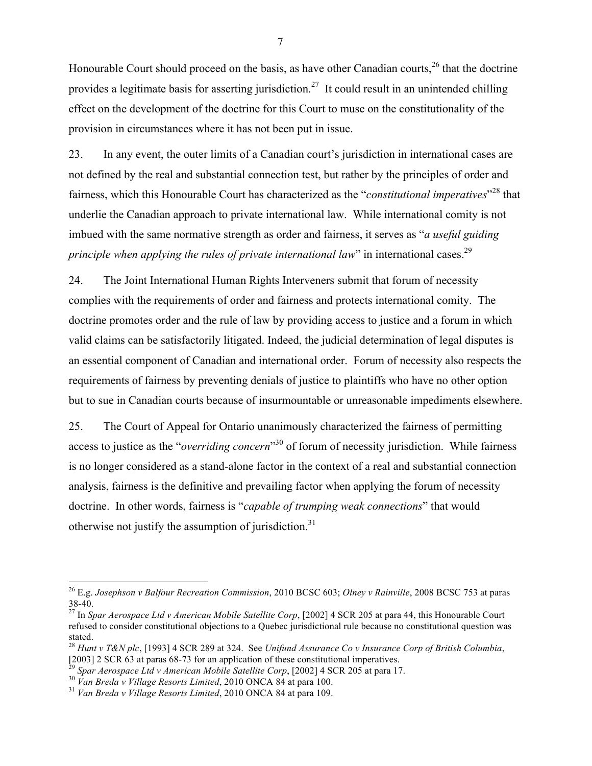Honourable Court should proceed on the basis, as have other Canadian courts,[26] that the doctrine provides a legitimate basis for asserting jurisdiction.[27] It could result in an unintended chilling effect on the development of the doctrine for this Court to muse on the constitutionality of the provision in circumstances where it has not been put in issue.

23. In any event, the outer limits of a Canadian court's jurisdiction in international cases are not defined by the real and substantial connection test, but rather by the principles of order and fairness, which this Honourable Court has characterized as the "*constitutional imperatives*"[28] that underlie the Canadian approach to private international law. While international comity is not imbued with the same normative strength as order and fairness, it serves as "*a useful guiding principle when applying the rules of private international law*" in international cases.[29]

24. The Joint International Human Rights Interveners submit that forum of necessity complies with the requirements of order and fairness and protects international comity. The doctrine promotes order and the rule of law by providing access to justice and a forum in which valid claims can be satisfactorily litigated. Indeed, the judicial determination of legal disputes is an essential component of Canadian and international order. Forum of necessity also respects the requirements of fairness by preventing denials of justice to plaintiffs who have no other option but to sue in Canadian courts because of insurmountable or unreasonable impediments elsewhere.

25. The Court of Appeal for Ontario unanimously characterized the fairness of permitting access to justice as the "*overriding concern*"[30] of forum of necessity jurisdiction. While fairness is no longer considered as a stand-alone factor in the context of a real and substantial connection analysis, fairness is the definitive and prevailing factor when applying the forum of necessity doctrine. In other words, fairness is "*capable of trumping weak connections*" that would otherwise not justify the assumption of jurisdiction.[31]

---

[26] E.g. *Josephson v Balfour Recreation Commission*, 2010 BCSC 603; *Olney v Rainville*, 2008 BCSC 753 at paras 38-40.

[27] In *Spar Aerospace Ltd v American Mobile Satellite Corp*, [2002] 4 SCR 205 at para 44, this Honourable Court refused to consider constitutional objections to a Quebec jurisdictional rule because no constitutional question was stated.

[28] *Hunt v T&N plc*, [1993] 4 SCR 289 at 324. See *Unifund Assurance Co v Insurance Corp of British Columbia*, [2003] 2 SCR 63 at paras 68-73 for an application of these constitutional imperatives.

[29] *Spar Aerospace Ltd v American Mobile Satellite Corp*, [2002] 4 SCR 205 at para 17.

[30] *Van Breda v Village Resorts Limited*, 2010 ONCA 84 at para 100.

[31] *Van Breda v Village Resorts Limited*, 2010 ONCA 84 at para 109.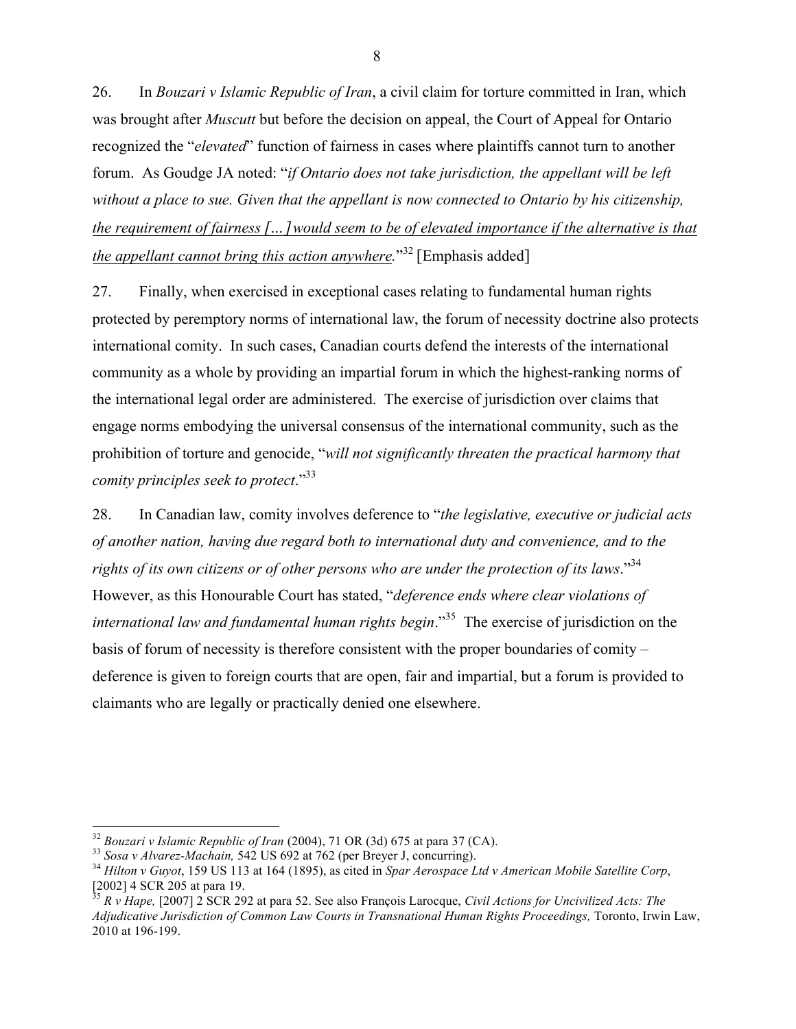26. In *Bouzari v Islamic Republic of Iran*, a civil claim for torture committed in Iran, which was brought after *Muscutt* but before the decision on appeal, the Court of Appeal for Ontario recognized the "*elevated*" function of fairness in cases where plaintiffs cannot turn to another forum. As Goudge JA noted: "*if Ontario does not take jurisdiction, the appellant will be left without a place to sue. Given that the appellant is now connected to Ontario by his citizenship, <u>the requirement of fairness [...] would seem to be of elevated importance if the alternative is that the appellant cannot bring this action anywhere</u>.*"[32] [Emphasis added]

27. Finally, when exercised in exceptional cases relating to fundamental human rights protected by peremptory norms of international law, the forum of necessity doctrine also protects international comity. In such cases, Canadian courts defend the interests of the international community as a whole by providing an impartial forum in which the highest-ranking norms of the international legal order are administered. The exercise of jurisdiction over claims that engage norms embodying the universal consensus of the international community, such as the prohibition of torture and genocide, "*will not significantly threaten the practical harmony that comity principles seek to protect*."[33]

28. In Canadian law, comity involves deference to "*the legislative, executive or judicial acts of another nation, having due regard both to international duty and convenience, and to the rights of its own citizens or of other persons who are under the protection of its laws*."[34] However, as this Honourable Court has stated, "*deference ends where clear violations of international law and fundamental human rights begin*."[35] The exercise of jurisdiction on the basis of forum of necessity is therefore consistent with the proper boundaries of comity – deference is given to foreign courts that are open, fair and impartial, but a forum is provided to claimants who are legally or practically denied one elsewhere.

---

[32] *Bouzari v Islamic Republic of Iran* (2004), 71 OR (3d) 675 at para 37 (CA).

[33] *Sosa v Alvarez-Machain,* 542 US 692 at 762 (per Breyer J, concurring).

[34] *Hilton v Guyot*, 159 US 113 at 164 (1895), as cited in *Spar Aerospace Ltd v American Mobile Satellite Corp*, [2002] 4 SCR 205 at para 19.

[35] *R v Hape,* [2007] 2 SCR 292 at para 52. See also François Larocque, *Civil Actions for Uncivilized Acts: The Adjudicative Jurisdiction of Common Law Courts in Transnational Human Rights Proceedings,* Toronto, Irwin Law, 2010 at 196-199.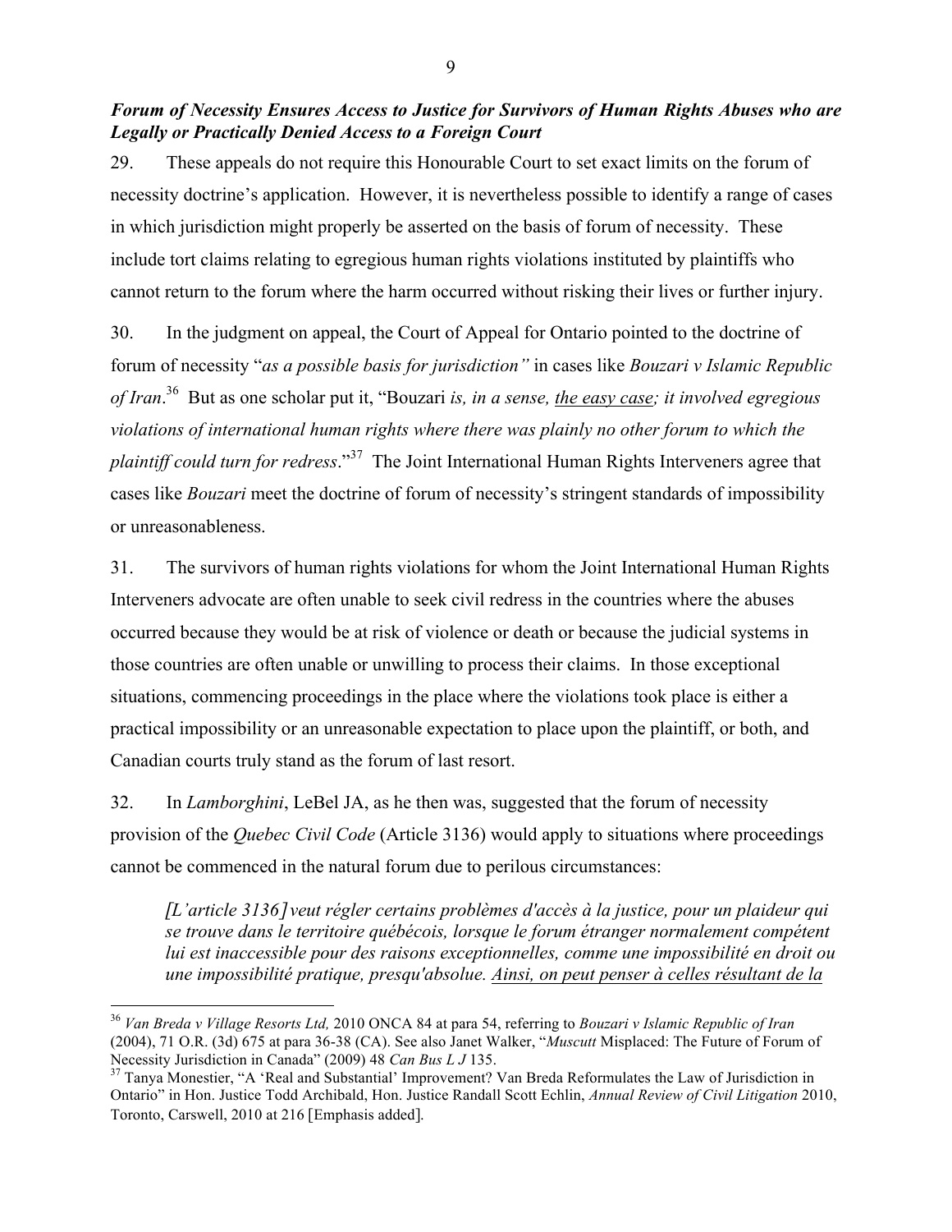***Forum of Necessity Ensures Access to Justice for Survivors of Human Rights Abuses who are Legally or Practically Denied Access to a Foreign Court***

29. These appeals do not require this Honourable Court to set exact limits on the forum of necessity doctrine's application. However, it is nevertheless possible to identify a range of cases in which jurisdiction might properly be asserted on the basis of forum of necessity. These include tort claims relating to egregious human rights violations instituted by plaintiffs who cannot return to the forum where the harm occurred without risking their lives or further injury.

30. In the judgment on appeal, the Court of Appeal for Ontario pointed to the doctrine of forum of necessity "*as a possible basis for jurisdiction"* in cases like *Bouzari v Islamic Republic of Iran*.[36] But as one scholar put it, "Bouzari *is, in a sense, <u>the easy case</u>; it involved egregious violations of international human rights where there was plainly no other forum to which the plaintiff could turn for redress*."[37] The Joint International Human Rights Interveners agree that cases like *Bouzari* meet the doctrine of forum of necessity's stringent standards of impossibility or unreasonableness.

31. The survivors of human rights violations for whom the Joint International Human Rights Interveners advocate are often unable to seek civil redress in the countries where the abuses occurred because they would be at risk of violence or death or because the judicial systems in those countries are often unable or unwilling to process their claims. In those exceptional situations, commencing proceedings in the place where the violations took place is either a practical impossibility or an unreasonable expectation to place upon the plaintiff, or both, and Canadian courts truly stand as the forum of last resort.

32. In *Lamborghini*, LeBel JA, as he then was, suggested that the forum of necessity provision of the *Quebec Civil Code* (Article 3136) would apply to situations where proceedings cannot be commenced in the natural forum due to perilous circumstances:

> *[L'article 3136] veut régler certains problèmes d'accès à la justice, pour un plaideur qui se trouve dans le territoire québécois, lorsque le forum étranger normalement compétent lui est inaccessible pour des raisons exceptionnelles, comme une impossibilité en droit ou une impossibilité pratique, presqu'absolue. <u>Ainsi, on peut penser à celles résultant de la</u>*

---

[36] *Van Breda v Village Resorts Ltd,* 2010 ONCA 84 at para 54, referring to *Bouzari v Islamic Republic of Iran* (2004), 71 O.R. (3d) 675 at para 36-38 (CA). See also Janet Walker, "*Muscutt* Misplaced: The Future of Forum of Necessity Jurisdiction in Canada" (2009) 48 *Can Bus L J* 135.

[37] Tanya Monestier, "A 'Real and Substantial' Improvement? Van Breda Reformulates the Law of Jurisdiction in Ontario" in Hon. Justice Todd Archibald, Hon. Justice Randall Scott Echlin, *Annual Review of Civil Litigation* 2010, Toronto, Carswell, 2010 at 216 [Emphasis added].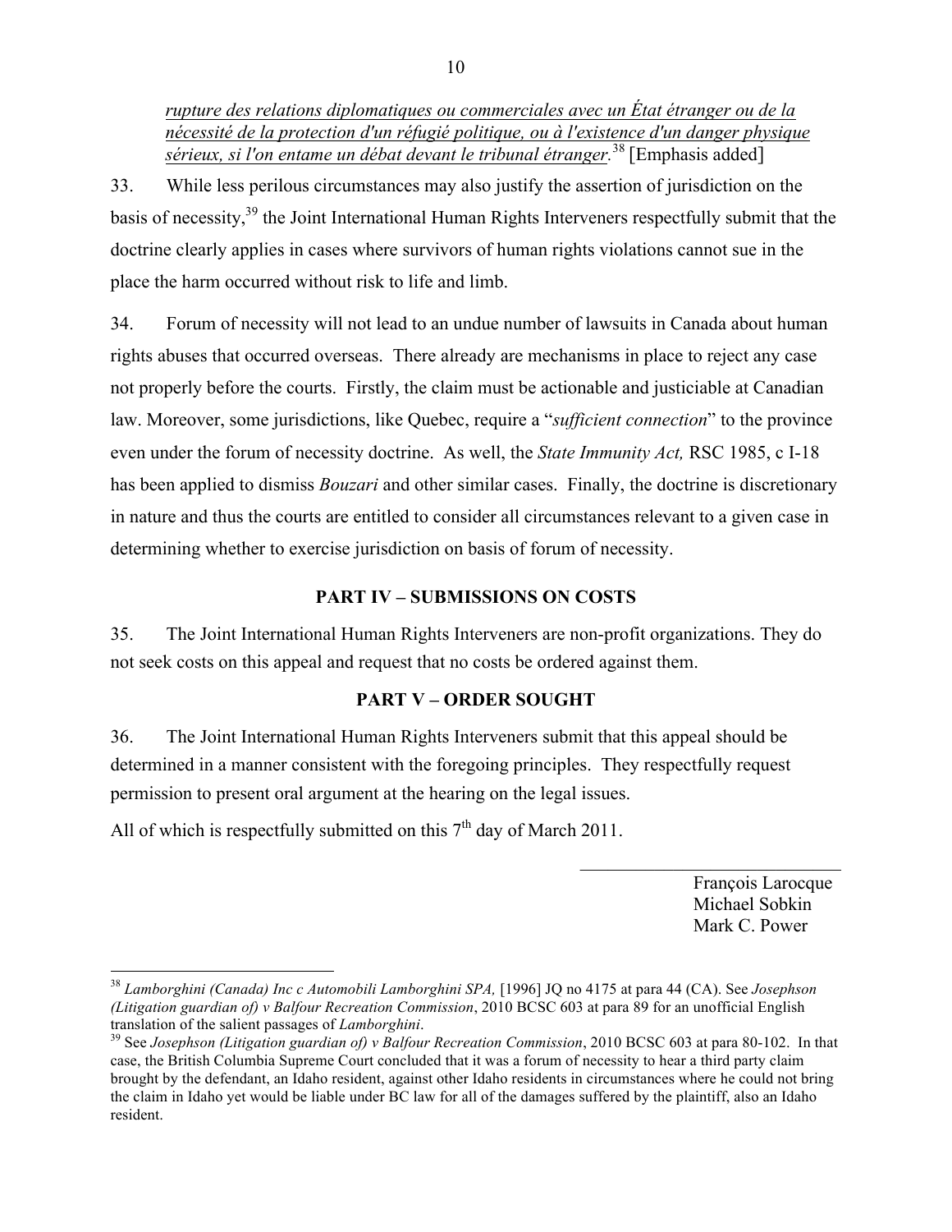*rupture des relations diplomatiques ou commerciales avec un État étranger ou de la nécessité de la protection d'un réfugié politique, ou à l'existence d'un danger physique sérieux, si l'on entame un débat devant le tribunal étranger.*[38] [Emphasis added]

33. While less perilous circumstances may also justify the assertion of jurisdiction on the basis of necessity,[39] the Joint International Human Rights Interveners respectfully submit that the doctrine clearly applies in cases where survivors of human rights violations cannot sue in the place the harm occurred without risk to life and limb.

34. Forum of necessity will not lead to an undue number of lawsuits in Canada about human rights abuses that occurred overseas. There already are mechanisms in place to reject any case not properly before the courts. Firstly, the claim must be actionable and justiciable at Canadian law. Moreover, some jurisdictions, like Quebec, require a "*sufficient connection*" to the province even under the forum of necessity doctrine. As well, the *State Immunity Act,* RSC 1985, c I-18 has been applied to dismiss *Bouzari* and other similar cases. Finally, the doctrine is discretionary in nature and thus the courts are entitled to consider all circumstances relevant to a given case in determining whether to exercise jurisdiction on basis of forum of necessity.

## PART IV – SUBMISSIONS ON COSTS

35. The Joint International Human Rights Interveners are non-profit organizations. They do not seek costs on this appeal and request that no costs be ordered against them.

## PART V – ORDER SOUGHT

36. The Joint International Human Rights Interveners submit that this appeal should be determined in a manner consistent with the foregoing principles. They respectfully request permission to present oral argument at the hearing on the legal issues.

All of which is respectfully submitted on this 7th day of March 2011.

François Larocque
Michael Sobkin
Mark C. Power

---

[38] *Lamborghini (Canada) Inc c Automobili Lamborghini SPA,* [1996] JQ no 4175 at para 44 (CA). See *Josephson (Litigation guardian of) v Balfour Recreation Commission*, 2010 BCSC 603 at para 89 for an unofficial English translation of the salient passages of *Lamborghini*.

[39] See *Josephson (Litigation guardian of) v Balfour Recreation Commission*, 2010 BCSC 603 at para 80-102. In that case, the British Columbia Supreme Court concluded that it was a forum of necessity to hear a third party claim brought by the defendant, an Idaho resident, against other Idaho residents in circumstances where he could not bring the claim in Idaho yet would be liable under BC law for all of the damages suffered by the plaintiff, also an Idaho resident.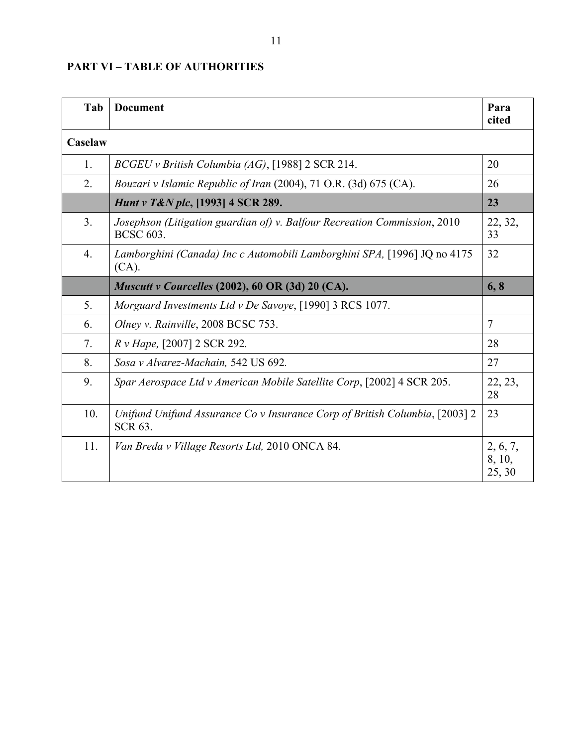**PART VI – TABLE OF AUTHORITIES**

| Tab | Document | Para cited |
|---|---|---|
| **Caselaw** | | |
| 1. | *BCGEU v British Columbia (AG)*, [1988] 2 SCR 214. | 20 |
| 2. | *Bouzari v Islamic Republic of Iran* (2004), 71 O.R. (3d) 675 (CA). | 26 |
| | ***Hunt v T&N plc*, [1993] 4 SCR 289.** | **23** |
| 3. | *Josephson (Litigation guardian of) v. Balfour Recreation Commission*, 2010 BCSC 603. | 22, 32, 33 |
| 4. | *Lamborghini (Canada) Inc c Automobili Lamborghini SPA,* [1996] JQ no 4175 (CA). | 32 |
| | ***Muscutt v Courcelles* (2002), 60 OR (3d) 20 (CA).** | **6, 8** |
| 5. | *Morguard Investments Ltd v De Savoye*, [1990] 3 RCS 1077. | |
| 6. | *Olney v. Rainville*, 2008 BCSC 753. | 7 |
| 7. | *R v Hape,* [2007] 2 SCR 292. | 28 |
| 8. | *Sosa v Alvarez-Machain,* 542 US 692. | 27 |
| 9. | *Spar Aerospace Ltd v American Mobile Satellite Corp*, [2002] 4 SCR 205. | 22, 23, 28 |
| 10. | *Unifund Unifund Assurance Co v Insurance Corp of British Columbia*, [2003] 2 SCR 63. | 23 |
| 11. | *Van Breda v Village Resorts Ltd,* 2010 ONCA 84. | 2, 6, 7, 8, 10, 25, 30 |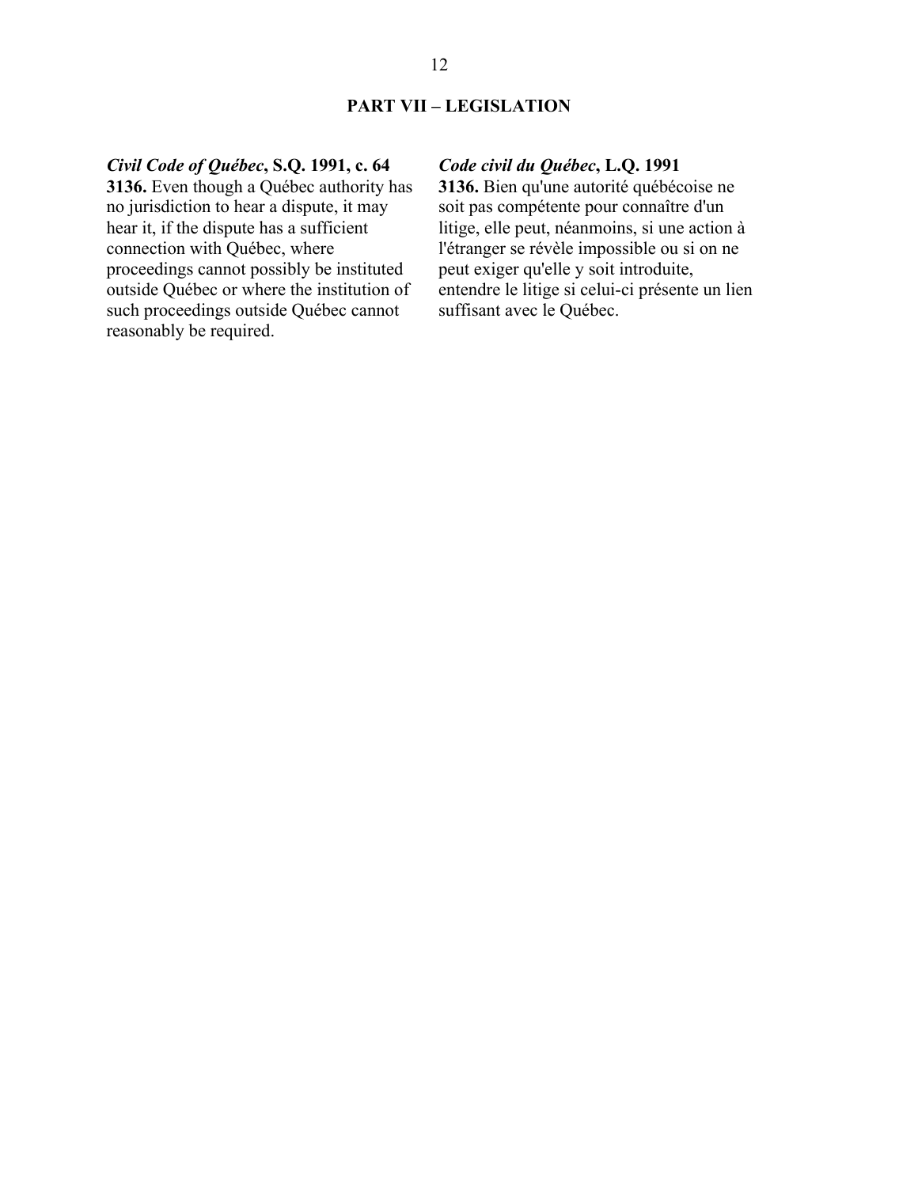## PART VII – LEGISLATION

***Civil Code of Québec*, S.Q. 1991, c. 64**

**3136.** Even though a Québec authority has no jurisdiction to hear a dispute, it may hear it, if the dispute has a sufficient connection with Québec, where proceedings cannot possibly be instituted outside Québec or where the institution of such proceedings outside Québec cannot reasonably be required.

***Code civil du Québec*, L.Q. 1991**

**3136.** Bien qu'une autorité québécoise ne soit pas compétente pour connaître d'un litige, elle peut, néanmoins, si une action à l'étranger se révèle impossible ou si on ne peut exiger qu'elle y soit introduite, entendre le litige si celui-ci présente un lien suffisant avec le Québec.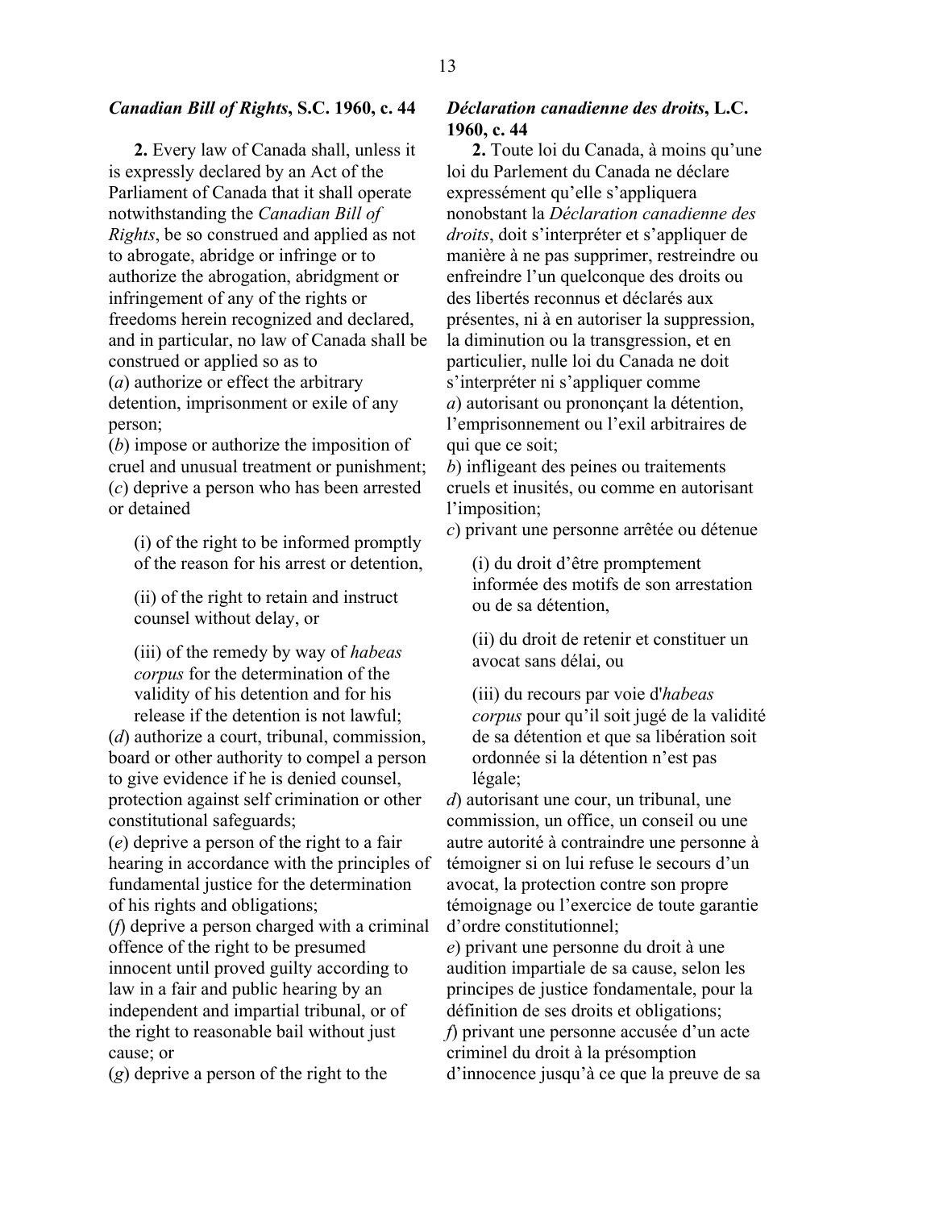***Canadian Bill of Rights*, S.C. 1960, c. 44**

**2.** Every law of Canada shall, unless it is expressly declared by an Act of the Parliament of Canada that it shall operate notwithstanding the *Canadian Bill of Rights*, be so construed and applied as not to abrogate, abridge or infringe or to authorize the abrogation, abridgment or infringement of any of the rights or freedoms herein recognized and declared, and in particular, no law of Canada shall be construed or applied so as to

(*a*) authorize or effect the arbitrary detention, imprisonment or exile of any person;

(*b*) impose or authorize the imposition of cruel and unusual treatment or punishment;

(*c*) deprive a person who has been arrested or detained

> (i) of the right to be informed promptly of the reason for his arrest or detention,
>
> (ii) of the right to retain and instruct counsel without delay, or
>
> (iii) of the remedy by way of *habeas corpus* for the determination of the validity of his detention and for his release if the detention is not lawful;

(*d*) authorize a court, tribunal, commission, board or other authority to compel a person to give evidence if he is denied counsel, protection against self crimination or other constitutional safeguards;

(*e*) deprive a person of the right to a fair hearing in accordance with the principles of fundamental justice for the determination of his rights and obligations;

(*f*) deprive a person charged with a criminal offence of the right to be presumed innocent until proved guilty according to law in a fair and public hearing by an independent and impartial tribunal, or of the right to reasonable bail without just cause; or

(*g*) deprive a person of the right to the

***Déclaration canadienne des droits*, L.C. 1960, c. 44**

**2.** Toute loi du Canada, à moins qu'une loi du Parlement du Canada ne déclare expressément qu'elle s'appliquera nonobstant la *Déclaration canadienne des droits*, doit s'interpréter et s'appliquer de manière à ne pas supprimer, restreindre ou enfreindre l'un quelconque des droits ou des libertés reconnus et déclarés aux présentes, ni à en autoriser la suppression, la diminution ou la transgression, et en particulier, nulle loi du Canada ne doit s'interpréter ni s'appliquer comme

*a*) autorisant ou prononçant la détention, l'emprisonnement ou l'exil arbitraires de qui que ce soit;

*b*) infligeant des peines ou traitements cruels et inusités, ou comme en autorisant l'imposition;

*c*) privant une personne arrêtée ou détenue

> (i) du droit d'être promptement informée des motifs de son arrestation ou de sa détention,
>
> (ii) du droit de retenir et constituer un avocat sans délai, ou
>
> (iii) du recours par voie d'*habeas corpus* pour qu'il soit jugé de la validité de sa détention et que sa libération soit ordonnée si la détention n'est pas légale;

*d*) autorisant une cour, un tribunal, une commission, un office, un conseil ou une autre autorité à contraindre une personne à témoigner si on lui refuse le secours d'un avocat, la protection contre son propre témoignage ou l'exercice de toute garantie d'ordre constitutionnel;

*e*) privant une personne du droit à une audition impartiale de sa cause, selon les principes de justice fondamentale, pour la définition de ses droits et obligations;

*f*) privant une personne accusée d'un acte criminel du droit à la présomption d'innocence jusqu'à ce que la preuve de sa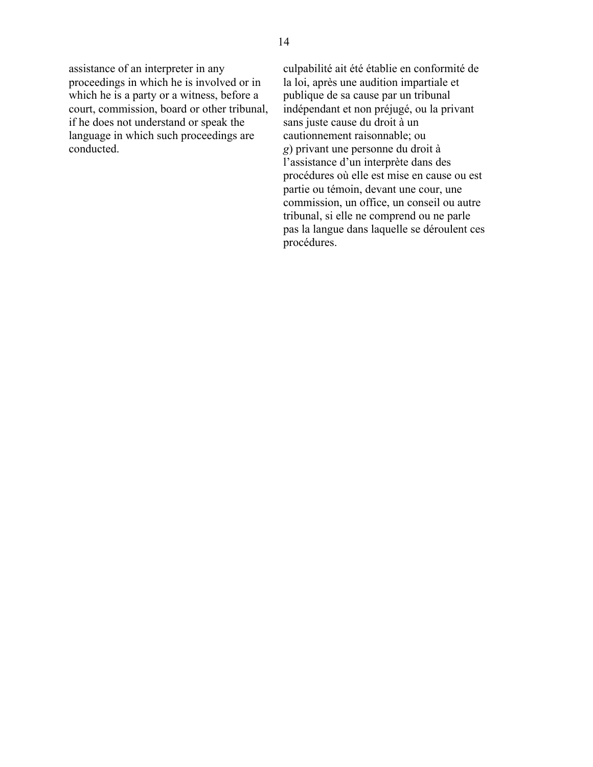assistance of an interpreter in any proceedings in which he is involved or in which he is a party or a witness, before a court, commission, board or other tribunal, if he does not understand or speak the language in which such proceedings are conducted.

culpabilité ait été établie en conformité de la loi, après une audition impartiale et publique de sa cause par un tribunal indépendant et non préjugé, ou la privant sans juste cause du droit à un cautionnement raisonnable; ou

*g*) privant une personne du droit à l'assistance d'un interprète dans des procédures où elle est mise en cause ou est partie ou témoin, devant une cour, une commission, un office, un conseil ou autre tribunal, si elle ne comprend ou ne parle pas la langue dans laquelle se déroulent ces procédures.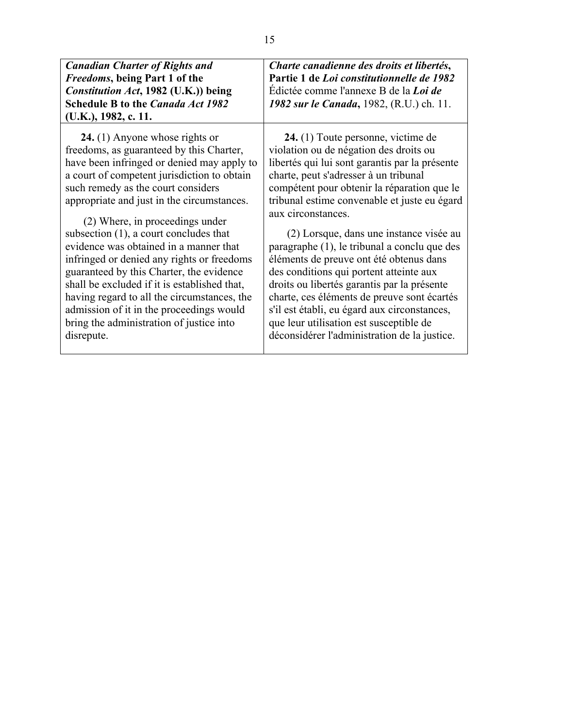| ***Canadian Charter of Rights and Freedoms*, being Part 1 of the *Constitution Act*, 1982 (U.K.)) being Schedule B to the *Canada Act 1982* (U.K.), 1982, c. 11.** | ***Charte canadienne des droits et libertés*, Partie 1 de *Loi constitutionnelle de 1982*** Édictée comme l'annexe B de la ***Loi de 1982 sur le Canada***, 1982, (R.U.) ch. 11. |
| --- | --- |
| **24.** (1) Anyone whose rights or freedoms, as guaranteed by this Charter, have been infringed or denied may apply to a court of competent jurisdiction to obtain such remedy as the court considers appropriate and just in the circumstances.<br><br>(2) Where, in proceedings under subsection (1), a court concludes that evidence was obtained in a manner that infringed or denied any rights or freedoms guaranteed by this Charter, the evidence shall be excluded if it is established that, having regard to all the circumstances, the admission of it in the proceedings would bring the administration of justice into disrepute. | **24.** (1) Toute personne, victime de violation ou de négation des droits ou libertés qui lui sont garantis par la présente charte, peut s'adresser à un tribunal compétent pour obtenir la réparation que le tribunal estime convenable et juste eu égard aux circonstances.<br><br>(2) Lorsque, dans une instance visée au paragraphe (1), le tribunal a conclu que des éléments de preuve ont été obtenus dans des conditions qui portent atteinte aux droits ou libertés garantis par la présente charte, ces éléments de preuve sont écartés s'il est établi, eu égard aux circonstances, que leur utilisation est susceptible de déconsidérer l'administration de la justice. |